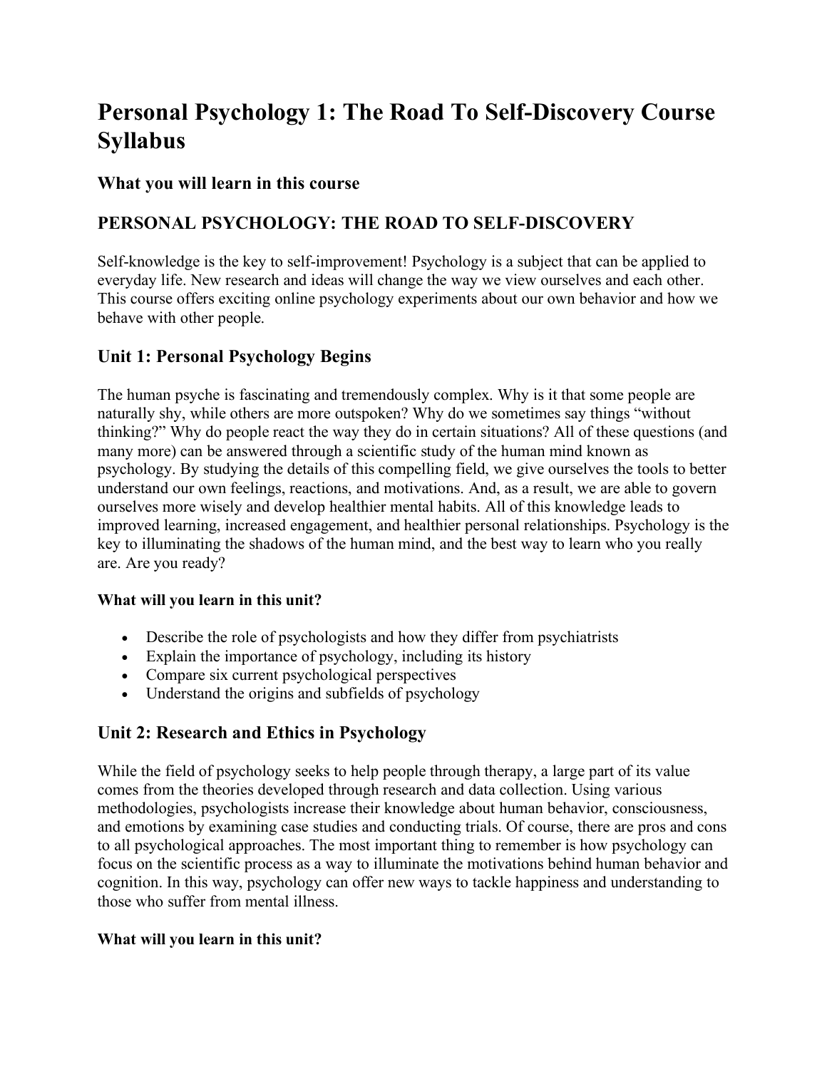# Personal Psychology 1: The Road To Self-Discovery Course Syllabus

### What you will learn in this course

## PERSONAL PSYCHOLOGY: THE ROAD TO SELF-DISCOVERY

Self-knowledge is the key to self-improvement! Psychology is a subject that can be applied to everyday life. New research and ideas will change the way we view ourselves and each other. This course offers exciting online psychology experiments about our own behavior and how we behave with other people.

## Unit 1: Personal Psychology Begins

The human psyche is fascinating and tremendously complex. Why is it that some people are naturally shy, while others are more outspoken? Why do we sometimes say things "without thinking?" Why do people react the way they do in certain situations? All of these questions (and many more) can be answered through a scientific study of the human mind known as psychology. By studying the details of this compelling field, we give ourselves the tools to better understand our own feelings, reactions, and motivations. And, as a result, we are able to govern ourselves more wisely and develop healthier mental habits. All of this knowledge leads to improved learning, increased engagement, and healthier personal relationships. Psychology is the key to illuminating the shadows of the human mind, and the best way to learn who you really are. Are you ready?

**What will you learn in this unit?**

- Describe the role of psychologists and how they differ from psychiatrists
- Explain the importance of psychology, including its history
- Compare six current psychological perspectives
- Understand the origins and subfields of psychology

## Unit 2: Research and Ethics in Psychology

While the field of psychology seeks to help people through therapy, a large part of its value comes from the theories developed through research and data collection. Using various methodologies, psychologists increase their knowledge about human behavior, consciousness, and emotions by examining case studies and conducting trials. Of course, there are pros and cons to all psychological approaches. The most important thing to remember is how psychology can focus on the scientific process as a way to illuminate the motivations behind human behavior and cognition. In this way, psychology can offer new ways to tackle happiness and understanding to those who suffer from mental illness.

**What will you learn in this unit?**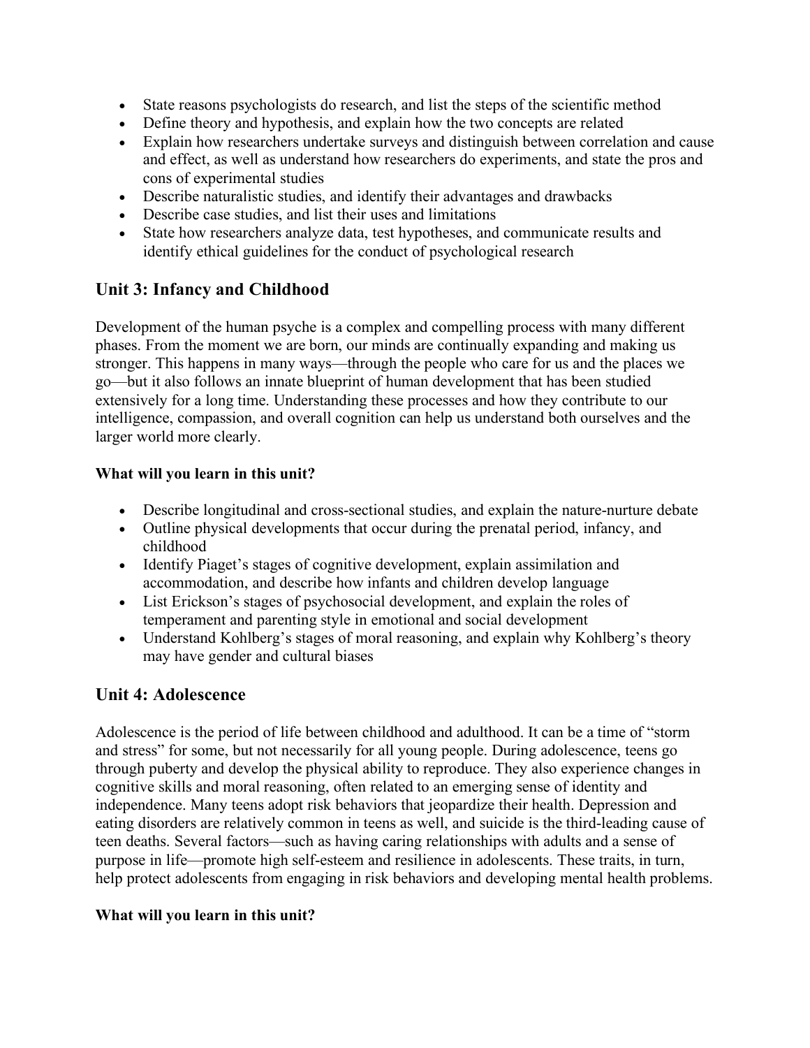- State reasons psychologists do research, and list the steps of the scientific method
- Define theory and hypothesis, and explain how the two concepts are related
- Explain how researchers undertake surveys and distinguish between correlation and cause and effect, as well as understand how researchers do experiments, and state the pros and cons of experimental studies
- Describe naturalistic studies, and identify their advantages and drawbacks
- Describe case studies, and list their uses and limitations
- State how researchers analyze data, test hypotheses, and communicate results and identify ethical guidelines for the conduct of psychological research

## Unit 3: Infancy and Childhood

Development of the human psyche is a complex and compelling process with many different phases. From the moment we are born, our minds are continually expanding and making us stronger. This happens in many ways—through the people who care for us and the places we go—but it also follows an innate blueprint of human development that has been studied extensively for a long time. Understanding these processes and how they contribute to our intelligence, compassion, and overall cognition can help us understand both ourselves and the larger world more clearly.

**What will you learn in this unit?**

- Describe longitudinal and cross-sectional studies, and explain the nature-nurture debate
- Outline physical developments that occur during the prenatal period, infancy, and childhood
- Identify Piaget's stages of cognitive development, explain assimilation and accommodation, and describe how infants and children develop language
- List Erickson's stages of psychosocial development, and explain the roles of temperament and parenting style in emotional and social development
- Understand Kohlberg's stages of moral reasoning, and explain why Kohlberg's theory may have gender and cultural biases

## Unit 4: Adolescence

Adolescence is the period of life between childhood and adulthood. It can be a time of "storm and stress" for some, but not necessarily for all young people. During adolescence, teens go through puberty and develop the physical ability to reproduce. They also experience changes in cognitive skills and moral reasoning, often related to an emerging sense of identity and independence. Many teens adopt risk behaviors that jeopardize their health. Depression and eating disorders are relatively common in teens as well, and suicide is the third-leading cause of teen deaths. Several factors—such as having caring relationships with adults and a sense of purpose in life—promote high self-esteem and resilience in adolescents. These traits, in turn, help protect adolescents from engaging in risk behaviors and developing mental health problems.

**What will you learn in this unit?**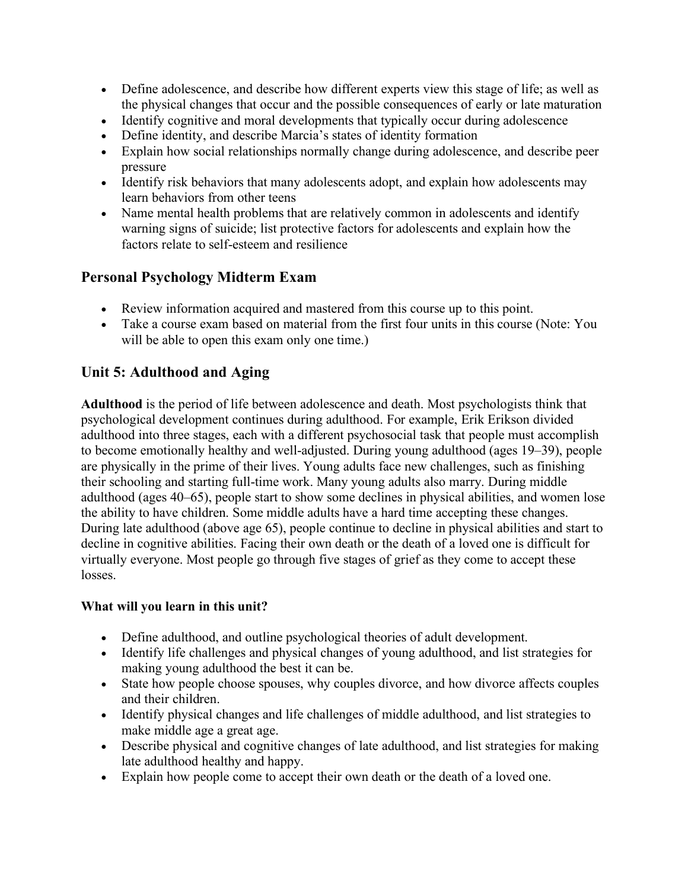- Define adolescence, and describe how different experts view this stage of life; as well as the physical changes that occur and the possible consequences of early or late maturation
- Identify cognitive and moral developments that typically occur during adolescence
- Define identity, and describe Marcia's states of identity formation
- Explain how social relationships normally change during adolescence, and describe peer pressure
- Identify risk behaviors that many adolescents adopt, and explain how adolescents may learn behaviors from other teens
- Name mental health problems that are relatively common in adolescents and identify warning signs of suicide; list protective factors for adolescents and explain how the factors relate to self-esteem and resilience

## Personal Psychology Midterm Exam

- Review information acquired and mastered from this course up to this point.
- Take a course exam based on material from the first four units in this course (Note: You will be able to open this exam only one time.)

## Unit 5: Adulthood and Aging

**Adulthood** is the period of life between adolescence and death. Most psychologists think that psychological development continues during adulthood. For example, Erik Erikson divided adulthood into three stages, each with a different psychosocial task that people must accomplish to become emotionally healthy and well-adjusted. During young adulthood (ages 19–39), people are physically in the prime of their lives. Young adults face new challenges, such as finishing their schooling and starting full-time work. Many young adults also marry. During middle adulthood (ages 40–65), people start to show some declines in physical abilities, and women lose the ability to have children. Some middle adults have a hard time accepting these changes. During late adulthood (above age 65), people continue to decline in physical abilities and start to decline in cognitive abilities. Facing their own death or the death of a loved one is difficult for virtually everyone. Most people go through five stages of grief as they come to accept these losses.

**What will you learn in this unit?**

- Define adulthood, and outline psychological theories of adult development.
- Identify life challenges and physical changes of young adulthood, and list strategies for making young adulthood the best it can be.
- State how people choose spouses, why couples divorce, and how divorce affects couples and their children.
- Identify physical changes and life challenges of middle adulthood, and list strategies to make middle age a great age.
- Describe physical and cognitive changes of late adulthood, and list strategies for making late adulthood healthy and happy.
- Explain how people come to accept their own death or the death of a loved one.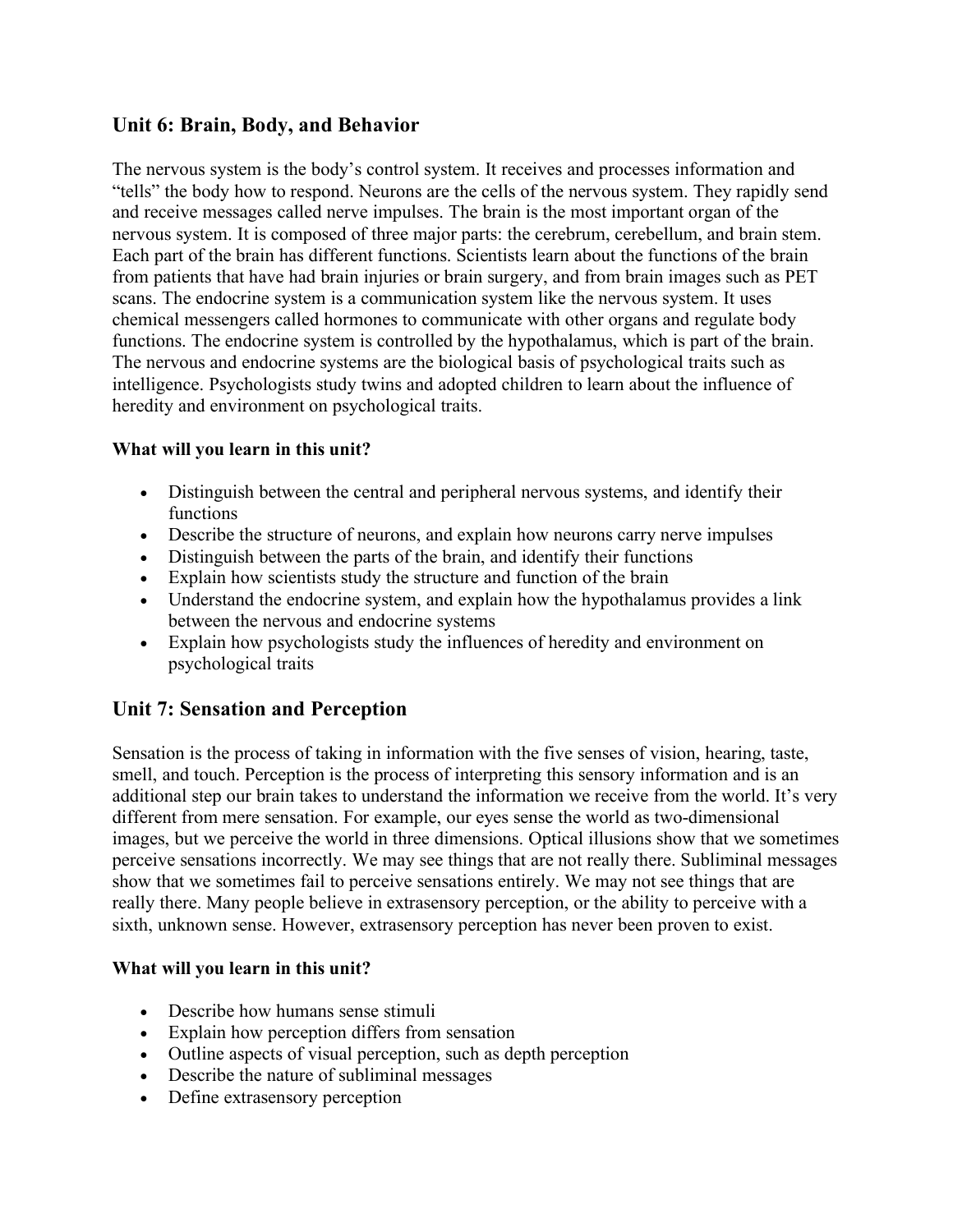## Unit 6: Brain, Body, and Behavior

The nervous system is the body's control system. It receives and processes information and "tells" the body how to respond. Neurons are the cells of the nervous system. They rapidly send and receive messages called nerve impulses. The brain is the most important organ of the nervous system. It is composed of three major parts: the cerebrum, cerebellum, and brain stem. Each part of the brain has different functions. Scientists learn about the functions of the brain from patients that have had brain injuries or brain surgery, and from brain images such as PET scans. The endocrine system is a communication system like the nervous system. It uses chemical messengers called hormones to communicate with other organs and regulate body functions. The endocrine system is controlled by the hypothalamus, which is part of the brain. The nervous and endocrine systems are the biological basis of psychological traits such as intelligence. Psychologists study twins and adopted children to learn about the influence of heredity and environment on psychological traits.

**What will you learn in this unit?**

- Distinguish between the central and peripheral nervous systems, and identify their functions
- Describe the structure of neurons, and explain how neurons carry nerve impulses
- Distinguish between the parts of the brain, and identify their functions
- Explain how scientists study the structure and function of the brain
- Understand the endocrine system, and explain how the hypothalamus provides a link between the nervous and endocrine systems
- Explain how psychologists study the influences of heredity and environment on psychological traits

## Unit 7: Sensation and Perception

Sensation is the process of taking in information with the five senses of vision, hearing, taste, smell, and touch. Perception is the process of interpreting this sensory information and is an additional step our brain takes to understand the information we receive from the world. It's very different from mere sensation. For example, our eyes sense the world as two-dimensional images, but we perceive the world in three dimensions. Optical illusions show that we sometimes perceive sensations incorrectly. We may see things that are not really there. Subliminal messages show that we sometimes fail to perceive sensations entirely. We may not see things that are really there. Many people believe in extrasensory perception, or the ability to perceive with a sixth, unknown sense. However, extrasensory perception has never been proven to exist.

**What will you learn in this unit?**

- Describe how humans sense stimuli
- Explain how perception differs from sensation
- Outline aspects of visual perception, such as depth perception
- Describe the nature of subliminal messages
- Define extrasensory perception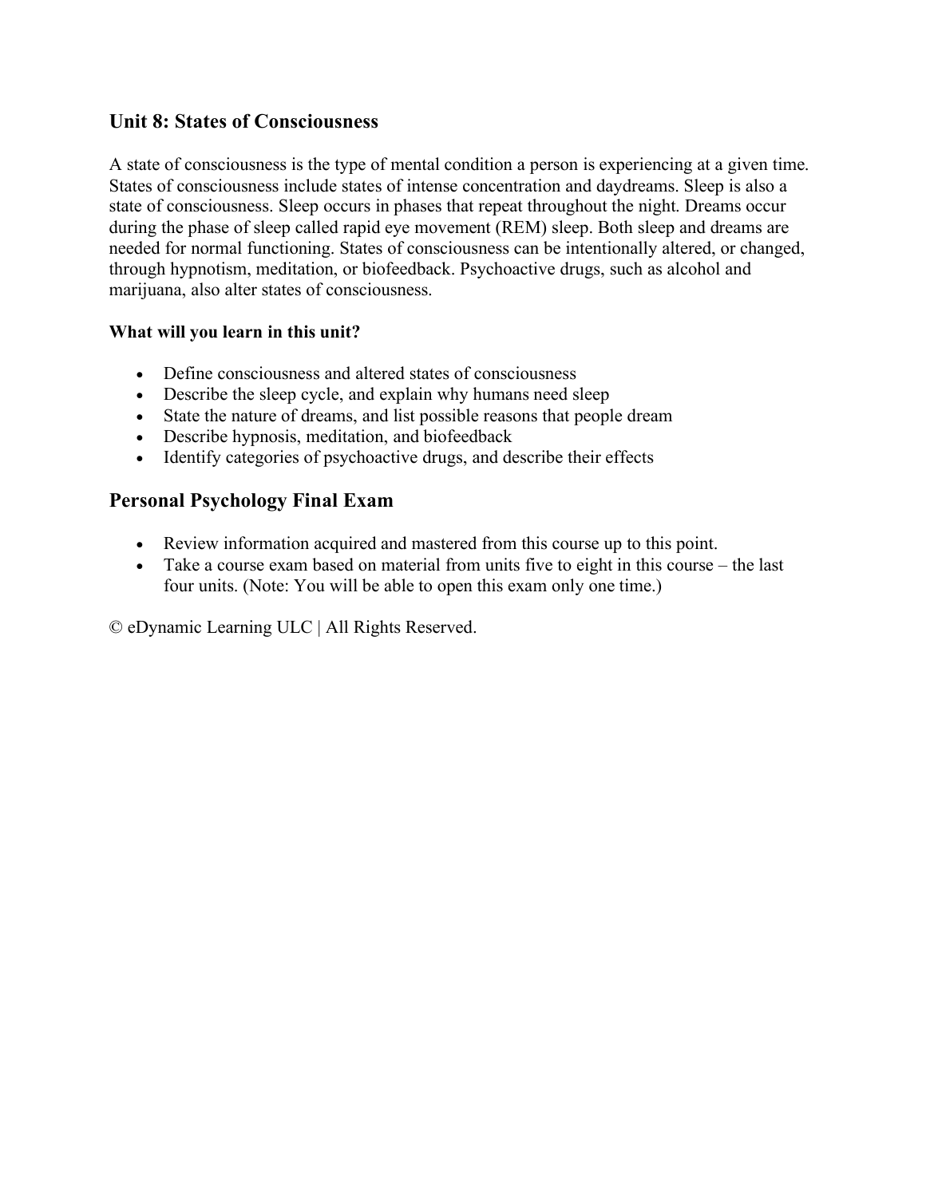## Unit 8: States of Consciousness

A state of consciousness is the type of mental condition a person is experiencing at a given time. States of consciousness include states of intense concentration and daydreams. Sleep is also a state of consciousness. Sleep occurs in phases that repeat throughout the night. Dreams occur during the phase of sleep called rapid eye movement (REM) sleep. Both sleep and dreams are needed for normal functioning. States of consciousness can be intentionally altered, or changed, through hypnotism, meditation, or biofeedback. Psychoactive drugs, such as alcohol and marijuana, also alter states of consciousness.

**What will you learn in this unit?**

- Define consciousness and altered states of consciousness
- Describe the sleep cycle, and explain why humans need sleep
- State the nature of dreams, and list possible reasons that people dream
- Describe hypnosis, meditation, and biofeedback
- Identify categories of psychoactive drugs, and describe their effects

## Personal Psychology Final Exam

- Review information acquired and mastered from this course up to this point.
- Take a course exam based on material from units five to eight in this course – the last four units. (Note: You will be able to open this exam only one time.)

© eDynamic Learning ULC | All Rights Reserved.